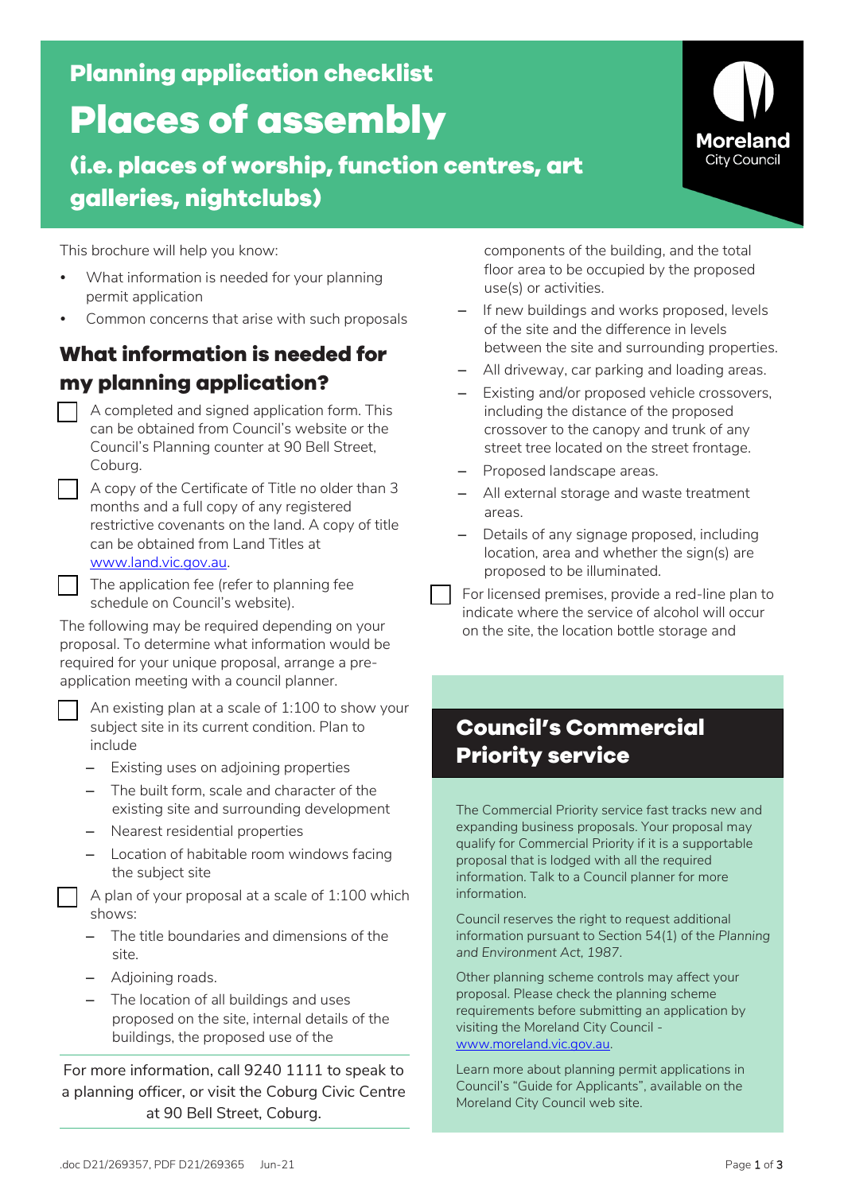# Planning application checklist

# Places of assembly

## (i.e. places of worship, function centres, art galleries, nightclubs)

Moreland City Council

This brochure will help you know:

- What information is needed for your planning permit application
- Common concerns that arise with such proposals

## What information is needed for my planning application?

- [ ] A completed and signed application form. This can be obtained from Council's website or the Council's Planning counter at 90 Bell Street, Coburg.
- [ ] A copy of the Certificate of Title no older than 3 months and a full copy of any registered restrictive covenants on the land. A copy of title can be obtained from Land Titles at www.land.vic.gov.au.
- [ ] The application fee (refer to planning fee schedule on Council's website).

The following may be required depending on your proposal. To determine what information would be required for your unique proposal, arrange a pre-application meeting with a council planner.

- [ ] An existing plan at a scale of 1:100 to show your subject site in its current condition. Plan to include
  - Existing uses on adjoining properties
  - The built form, scale and character of the existing site and surrounding development
  - Nearest residential properties
  - Location of habitable room windows facing the subject site
- [ ] A plan of your proposal at a scale of 1:100 which shows:
  - The title boundaries and dimensions of the site.
  - Adjoining roads.
  - The location of all buildings and uses proposed on the site, internal details of the buildings, the proposed use of the components of the building, and the total floor area to be occupied by the proposed use(s) or activities.
  - If new buildings and works proposed, levels of the site and the difference in levels between the site and surrounding properties.
  - All driveway, car parking and loading areas.
  - Existing and/or proposed vehicle crossovers, including the distance of the proposed crossover to the canopy and trunk of any street tree located on the street frontage.
  - Proposed landscape areas.
  - All external storage and waste treatment areas.
  - Details of any signage proposed, including location, area and whether the sign(s) are proposed to be illuminated.
- [ ] For licensed premises, provide a red-line plan to indicate where the service of alcohol will occur on the site, the location bottle storage and

For more information, call 9240 1111 to speak to a planning officer, or visit the Coburg Civic Centre at 90 Bell Street, Coburg.

## Council's Commercial Priority service

The Commercial Priority service fast tracks new and expanding business proposals. Your proposal may qualify for Commercial Priority if it is a supportable proposal that is lodged with all the required information. Talk to a Council planner for more information.

Council reserves the right to request additional information pursuant to Section 54(1) of the *Planning and Environment Act, 1987*.

Other planning scheme controls may affect your proposal. Please check the planning scheme requirements before submitting an application by visiting the Moreland City Council - www.moreland.vic.gov.au.

Learn more about planning permit applications in Council's "Guide for Applicants", available on the Moreland City Council web site.

.doc D21/269357, PDF D21/269365 Jun-21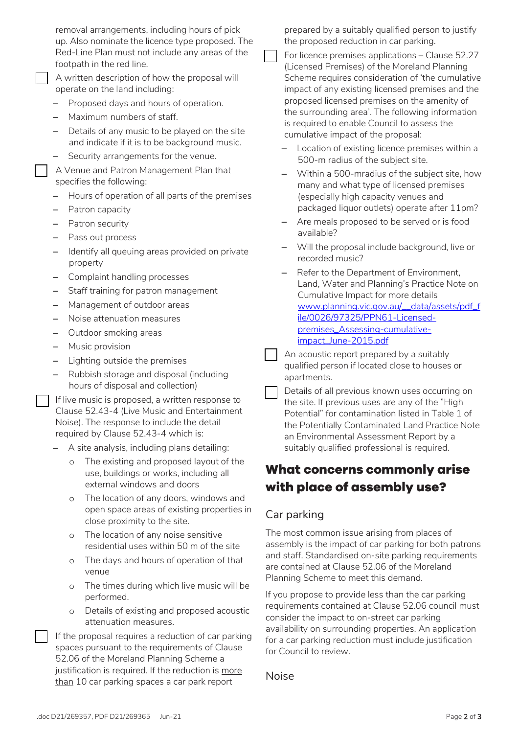removal arrangements, including hours of pick up. Also nominate the licence type proposed. The Red-Line Plan must not include any areas of the footpath in the red line.

- ☐ A written description of how the proposal will operate on the land including:
  - Proposed days and hours of operation.
  - Maximum numbers of staff.
  - Details of any music to be played on the site and indicate if it is to be background music.
  - Security arrangements for the venue.
- ☐ A Venue and Patron Management Plan that specifies the following:
  - Hours of operation of all parts of the premises
  - Patron capacity
  - Patron security
  - Pass out process
  - Identify all queuing areas provided on private property
  - Complaint handling processes
  - Staff training for patron management
  - Management of outdoor areas
  - Noise attenuation measures
  - Outdoor smoking areas
  - Music provision
  - Lighting outside the premises
  - Rubbish storage and disposal (including hours of disposal and collection)
- ☐ If live music is proposed, a written response to Clause 52.43-4 (Live Music and Entertainment Noise). The response to include the detail required by Clause 52.43-4 which is:
  - A site analysis, including plans detailing:
    - The existing and proposed layout of the use, buildings or works, including all external windows and doors
    - The location of any doors, windows and open space areas of existing properties in close proximity to the site.
    - The location of any noise sensitive residential uses within 50 m of the site
    - The days and hours of operation of that venue
    - The times during which live music will be performed.
    - Details of existing and proposed acoustic attenuation measures.
- ☐ If the proposal requires a reduction of car parking spaces pursuant to the requirements of Clause 52.06 of the Moreland Planning Scheme a justification is required. If the reduction is <u>more than</u> 10 car parking spaces a car park report prepared by a suitably qualified person to justify the proposed reduction in car parking.
- ☐ For licence premises applications – Clause 52.27 (Licensed Premises) of the Moreland Planning Scheme requires consideration of 'the cumulative impact of any existing licensed premises and the proposed licensed premises on the amenity of the surrounding area'. The following information is required to enable Council to assess the cumulative impact of the proposal:
  - Location of existing licence premises within a 500-m radius of the subject site.
  - Within a 500-mradius of the subject site, how many and what type of licensed premises (especially high capacity venues and packaged liquor outlets) operate after 11pm?
  - Are meals proposed to be served or is food available?
  - Will the proposal include background, live or recorded music?
  - Refer to the Department of Environment, Land, Water and Planning's Practice Note on Cumulative Impact for more details [www.planning.vic.gov.au/__data/assets/pdf_file/0026/97325/PPN61-Licensed-premises_Assessing-cumulative-impact_June-2015.pdf](www.planning.vic.gov.au/__data/assets/pdf_file/0026/97325/PPN61-Licensed-premises_Assessing-cumulative-impact_June-2015.pdf)
- ☐ An acoustic report prepared by a suitably qualified person if located close to houses or apartments.
- ☐ Details of all previous known uses occurring on the site. If previous uses are any of the "High Potential" for contamination listed in Table 1 of the Potentially Contaminated Land Practice Note an Environmental Assessment Report by a suitably qualified professional is required.

## What concerns commonly arise with place of assembly use?

### Car parking

The most common issue arising from places of assembly is the impact of car parking for both patrons and staff. Standardised on-site parking requirements are contained at Clause 52.06 of the Moreland Planning Scheme to meet this demand.

If you propose to provide less than the car parking requirements contained at Clause 52.06 council must consider the impact to on-street car parking availability on surrounding properties. An application for a car parking reduction must include justification for Council to review.

### Noise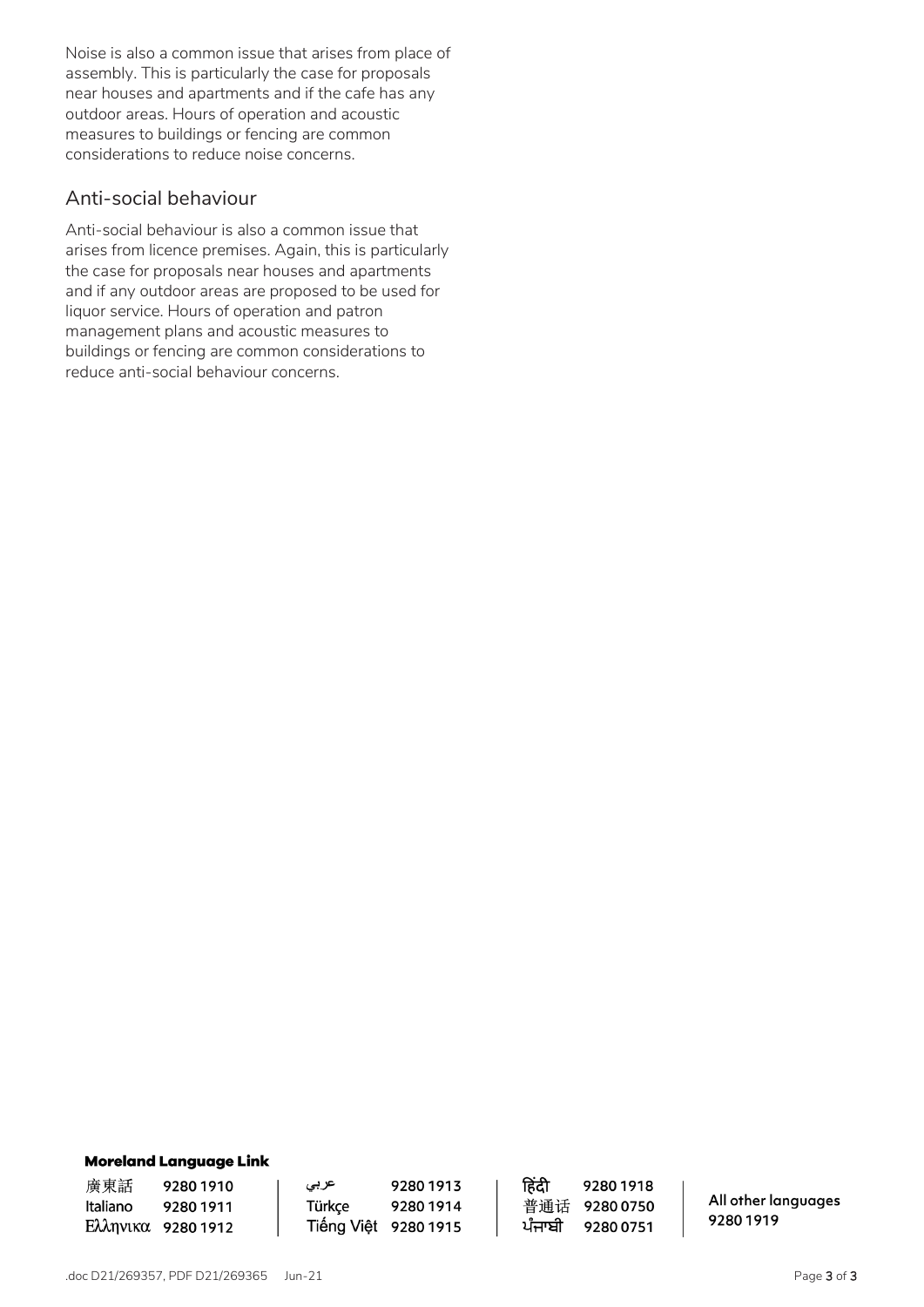Noise is also a common issue that arises from place of assembly. This is particularly the case for proposals near houses and apartments and if the cafe has any outdoor areas. Hours of operation and acoustic measures to buildings or fencing are common considerations to reduce noise concerns.

## Anti-social behaviour

Anti-social behaviour is also a common issue that arises from licence premises. Again, this is particularly the case for proposals near houses and apartments and if any outdoor areas are proposed to be used for liquor service. Hours of operation and patron management plans and acoustic measures to buildings or fencing are common considerations to reduce anti-social behaviour concerns.

**Moreland Language Link**

| | | | | | | |
|---|---|---|---|---|---|---|
| 廣東話 | 9280 1910 | عربي | 9280 1913 | हिंदी | 9280 1918 | All other languages 9280 1919 |
| Italiano | 9280 1911 | Türkçe | 9280 1914 | 普通话 | 9280 0750 | |
| Ελληνικα | 9280 1912 | Tiếng Việt | 9280 1915 | ਪੰਜਾਬੀ | 9280 0751 | |

.doc D21/269357, PDF D21/269365 Jun-21